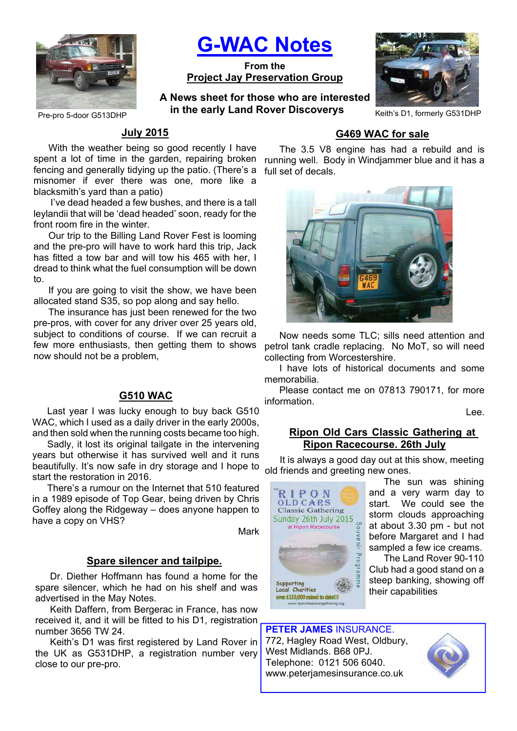# G-WAC Notes

**From the**
**Project Jay Preservation Group**

**A News sheet for those who are interested in the early Land Rover Discoverys**

Pre-pro 5-door G513DHP

Keith's D1, formerly G531DHP

## July 2015

With the weather being so good recently I have spent a lot of time in the garden, repairing broken fencing and generally tidying up the patio. (There's a misnomer if ever there was one, more like a blacksmith's yard than a patio)

I've dead headed a few bushes, and there is a tall leylandii that will be 'dead headed' soon, ready for the front room fire in the winter.

Our trip to the Billing Land Rover Fest is looming and the pre-pro will have to work hard this trip, Jack has fitted a tow bar and will tow his 465 with her, I dread to think what the fuel consumption will be down to.

If you are going to visit the show, we have been allocated stand S35, so pop along and say hello.

The insurance has just been renewed for the two pre-pros, with cover for any driver over 25 years old, subject to conditions of course. If we can recruit a few more enthusiasts, then getting them to shows now should not be a problem,

## G510 WAC

Last year I was lucky enough to buy back G510 WAC, which I used as a daily driver in the early 2000s, and then sold when the running costs became too high.

Sadly, it lost its original tailgate in the intervening years but otherwise it has survived well and it runs beautifully. It's now safe in dry storage and I hope to start the restoration in 2016.

There's a rumour on the Internet that 510 featured in a 1989 episode of Top Gear, being driven by Chris Goffey along the Ridgeway – does anyone happen to have a copy on VHS?

Mark

## Spare silencer and tailpipe.

Dr. Diether Hoffmann has found a home for the spare silencer, which he had on his shelf and was advertised in the May Notes.

Keith Daffern, from Bergerac in France, has now received it, and it will be fitted to his D1, registration number 3656 TW 24.

Keith's D1 was first registered by Land Rover in the UK as G531DHP, a registration number very close to our pre-pro.

## G469 WAC for sale

The 3.5 V8 engine has had a rebuild and is running well. Body in Windjammer blue and it has a full set of decals.

Now needs some TLC; sills need attention and petrol tank cradle replacing. No MoT, so will need collecting from Worcestershire.

I have lots of historical documents and some memorabilia.

Please contact me on 07813 790171, for more information.

Lee.

## Ripon Old Cars Classic Gathering at Ripon Racecourse. 26th July

It is always a good day out at this show, meeting old friends and greeting new ones.

The sun was shining and a very warm day to start. We could see the storm clouds approaching at about 3.30 pm - but not before Margaret and I had sampled a few ice creams.

The Land Rover 90-110 Club had a good stand on a steep banking, showing off their capabilities

**PETER JAMES INSURANCE.**
772, Hagley Road West, Oldbury,
West Midlands. B68 0PJ.
Telephone: 0121 506 6040.
www.peterjamesinsurance.co.uk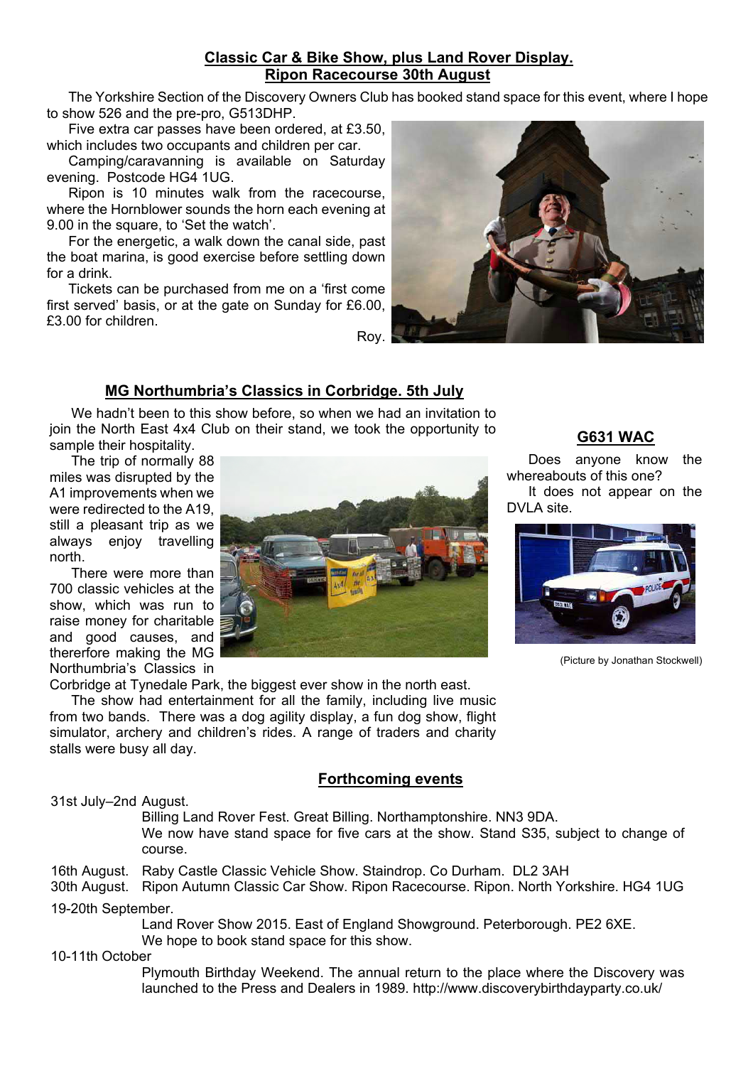## Classic Car & Bike Show, plus Land Rover Display.
## Ripon Racecourse 30th August

The Yorkshire Section of the Discovery Owners Club has booked stand space for this event, where I hope to show 526 and the pre-pro, G513DHP.

Five extra car passes have been ordered, at £3.50, which includes two occupants and children per car.

Camping/caravanning is available on Saturday evening. Postcode HG4 1UG.

Ripon is 10 minutes walk from the racecourse, where the Hornblower sounds the horn each evening at 9.00 in the square, to 'Set the watch'.

For the energetic, a walk down the canal side, past the boat marina, is good exercise before settling down for a drink.

Tickets can be purchased from me on a 'first come first served' basis, or at the gate on Sunday for £6.00, £3.00 for children.

Roy.

## MG Northumbria's Classics in Corbridge. 5th July

We hadn't been to this show before, so when we had an invitation to join the North East 4x4 Club on their stand, we took the opportunity to sample their hospitality.

The trip of normally 88 miles was disrupted by the A1 improvements when we were redirected to the A19, still a pleasant trip as we always enjoy travelling north.

There were more than 700 classic vehicles at the show, which was run to raise money for charitable and good causes, and thererfore making the MG Northumbria's Classics in Corbridge at Tynedale Park, the biggest ever show in the north east.

The show had entertainment for all the family, including live music from two bands. There was a dog agility display, a fun dog show, flight simulator, archery and children's rides. A range of traders and charity stalls were busy all day.

## G631 WAC

Does anyone know the whereabouts of this one?

It does not appear on the DVLA site.

(Picture by Jonathan Stockwell)

## Forthcoming events

31st July–2nd August.
Billing Land Rover Fest. Great Billing. Northamptonshire. NN3 9DA.
We now have stand space for five cars at the show. Stand S35, subject to change of course.

16th August. Raby Castle Classic Vehicle Show. Staindrop. Co Durham. DL2 3AH

30th August. Ripon Autumn Classic Car Show. Ripon Racecourse. Ripon. North Yorkshire. HG4 1UG

19-20th September.
Land Rover Show 2015. East of England Showground. Peterborough. PE2 6XE.
We hope to book stand space for this show.

10-11th October
Plymouth Birthday Weekend. The annual return to the place where the Discovery was launched to the Press and Dealers in 1989. http://www.discoverybirthdayparty.co.uk/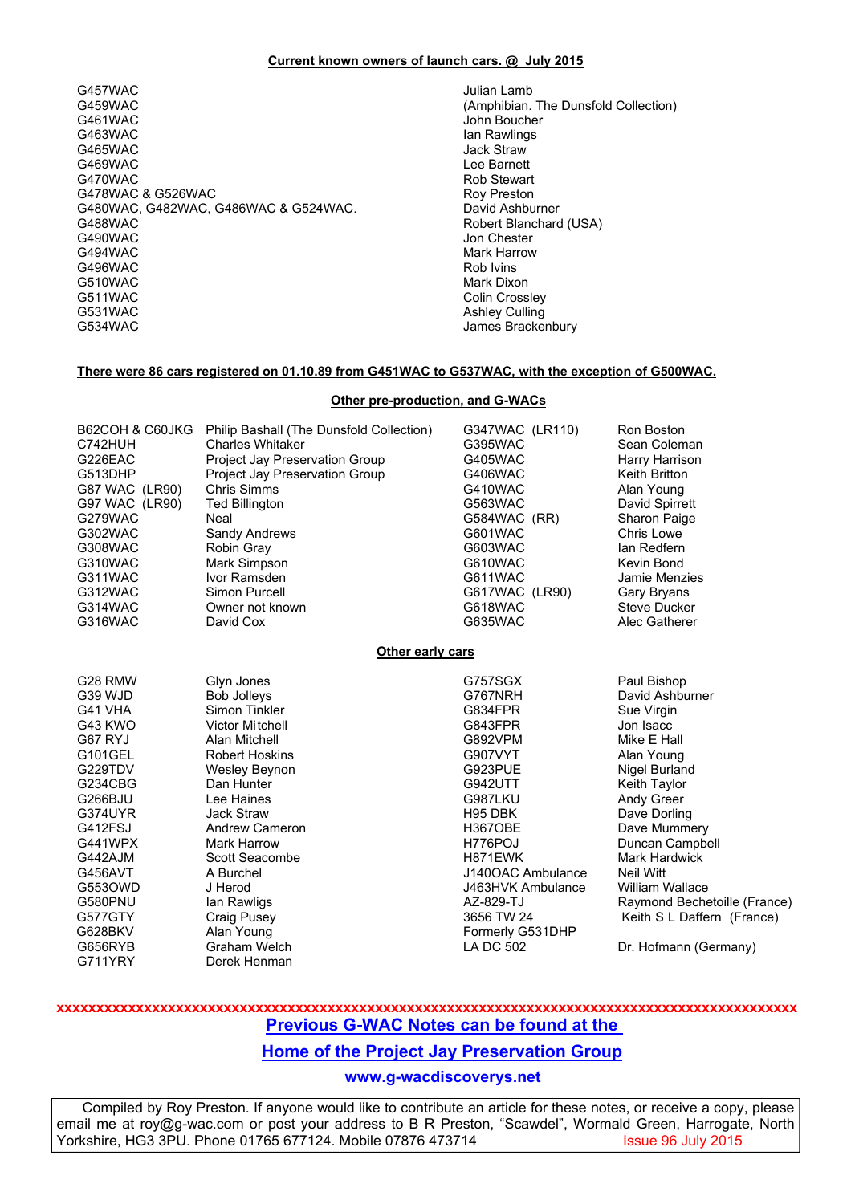**Current known owners of launch cars. @ July 2015**

| | |
|---|---|
| G457WAC | Julian Lamb |
| G459WAC | (Amphibian. The Dunsfold Collection) |
| G461WAC | John Boucher |
| G463WAC | Ian Rawlings |
| G465WAC | Jack Straw |
| G469WAC | Lee Barnett |
| G470WAC | Rob Stewart |
| G478WAC & G526WAC | Roy Preston |
| G480WAC, G482WAC, G486WAC & G524WAC. | David Ashburner |
| G488WAC | Robert Blanchard (USA) |
| G490WAC | Jon Chester |
| G494WAC | Mark Harrow |
| G496WAC | Rob Ivins |
| G510WAC | Mark Dixon |
| G511WAC | Colin Crossley |
| G531WAC | Ashley Culling |
| G534WAC | James Brackenbury |

**There were 86 cars registered on 01.10.89 from G451WAC to G537WAC, with the exception of G500WAC.**

**Other pre-production, and G-WACs**

| | | | |
|---|---|---|---|
| B62COH & C60JKG | Philip Bashall (The Dunsfold Collection) | G347WAC (LR110) | Ron Boston |
| C742HUH | Charles Whitaker | G395WAC | Sean Coleman |
| G226EAC | Project Jay Preservation Group | G405WAC | Harry Harrison |
| G513DHP | Project Jay Preservation Group | G406WAC | Keith Britton |
| G87 WAC (LR90) | Chris Simms | G410WAC | Alan Young |
| G97 WAC (LR90) | Ted Billington | G563WAC | David Spirrett |
| G279WAC | Neal | G584WAC (RR) | Sharon Paige |
| G302WAC | Sandy Andrews | G601WAC | Chris Lowe |
| G308WAC | Robin Gray | G603WAC | Ian Redfern |
| G310WAC | Mark Simpson | G610WAC | Kevin Bond |
| G311WAC | Ivor Ramsden | G611WAC | Jamie Menzies |
| G312WAC | Simon Purcell | G617WAC (LR90) | Gary Bryans |
| G314WAC | Owner not known | G618WAC | Steve Ducker |
| G316WAC | David Cox | G635WAC | Alec Gatherer |

**Other early cars**

| | | | |
|---|---|---|---|
| G28 RMW | Glyn Jones | G757SGX | Paul Bishop |
| G39 WJD | Bob Jolleys | G767NRH | David Ashburner |
| G41 VHA | Simon Tinkler | G834FPR | Sue Virgin |
| G43 KWO | Victor Mitchell | G843FPR | Jon Isacc |
| G67 RYJ | Alan Mitchell | G892VPM | Mike E Hall |
| G101GEL | Robert Hoskins | G907VYT | Alan Young |
| G229TDV | Wesley Beynon | G923PUE | Nigel Burland |
| G234CBG | Dan Hunter | G942UTT | Keith Taylor |
| G266BJU | Lee Haines | G987LKU | Andy Greer |
| G374UYR | Jack Straw | H95 DBK | Dave Dorling |
| G412FSJ | Andrew Cameron | H367OBE | Dave Mummery |
| G441WPX | Mark Harrow | H776POJ | Duncan Campbell |
| G442AJM | Scott Seacombe | H871EWK | Mark Hardwick |
| G456AVT | A Burchel | J140OAC Ambulance | Neil Witt |
| G553OWD | J Herod | J463HVK Ambulance | William Wallace |
| G580PNU | Ian Rawligs | AZ-829-TJ | Raymond Bechetoille (France) |
| G577GTY | Craig Pusey | 3656 TW 24 | Keith S L Daffern (France) |
| G628BKV | Alan Young | Formerly G531DHP | |
| G656RYB | Graham Welch | LA DC 502 | Dr. Hofmann (Germany) |
| G711YRY | Derek Henman | | |

xxxxxxxxxxxxxxxxxxxxxxxxxxxxxxxxxxxxxxxxxxxxxxxxxxxxxxxxxxxxxxxxxxxxxxxxxxxxxxxxxxxxxxxxxxxxxxxx

**Previous G-WAC Notes can be found at the**

**Home of the Project Jay Preservation Group**

**www.g-wacdiscoverys.net**

Compiled by Roy Preston. If anyone would like to contribute an article for these notes, or receive a copy, please email me at roy@g-wac.com or post your address to B R Preston, "Scawdel", Wormald Green, Harrogate, North Yorkshire, HG3 3PU. Phone 01765 677124. Mobile 07876 473714 Issue 96 July 2015